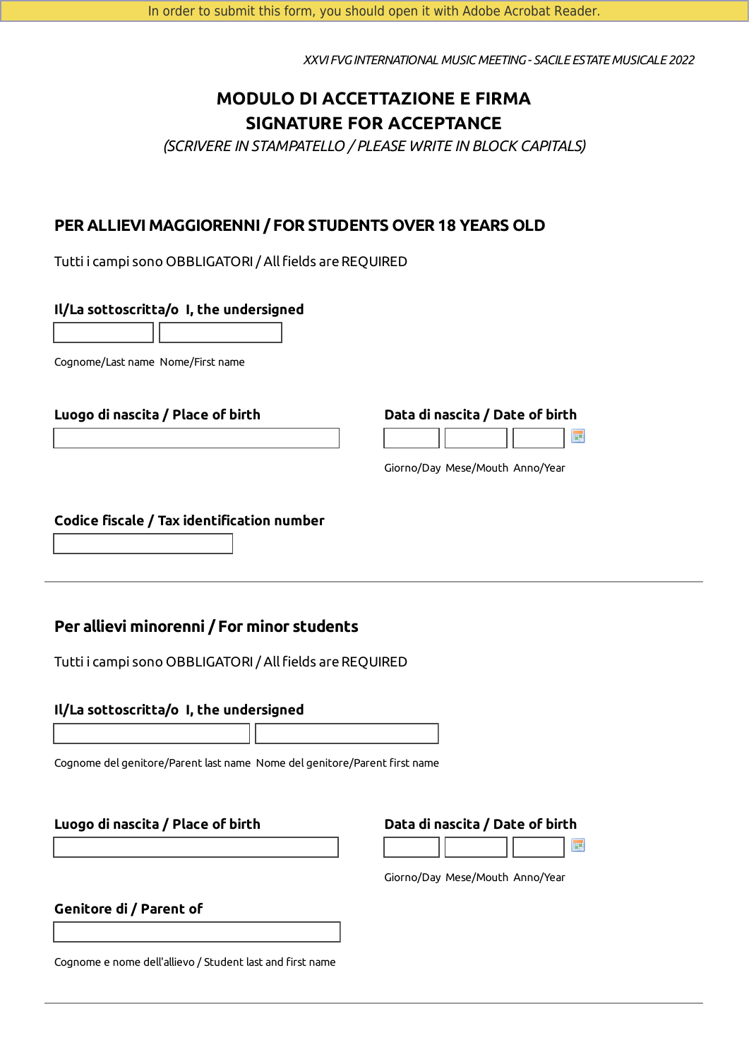In order to submit this form, you should open it with Adobe Acrobat Reader.

*XXVI FVG INTERNATIONAL MUSIC MEETING - SACILE ESTATE MUSICALE 2022*

# MODULO DI ACCETTAZIONE E FIRMA
# SIGNATURE FOR ACCEPTANCE

*(SCRIVERE IN STAMPATELLO / PLEASE WRITE IN BLOCK CAPITALS)*

## PER ALLIEVI MAGGIORENNI / FOR STUDENTS OVER 18 YEARS OLD

Tutti i campi sono OBBLIGATORI / All fields are REQUIRED

**Il/La sottoscritta/o I, the undersigned**

Cognome/Last name Nome/First name

**Luogo di nascita / Place of birth**

**Data di nascita / Date of birth**

Giorno/Day Mese/Mouth Anno/Year

**Codice fiscale / Tax identification number**

---

## Per allievi minorenni / For minor students

Tutti i campi sono OBBLIGATORI / All fields are REQUIRED

**Il/La sottoscritta/o I, the undersigned**

Cognome del genitore/Parent last name Nome del genitore/Parent first name

**Luogo di nascita / Place of birth**

**Data di nascita / Date of birth**

Giorno/Day Mese/Mouth Anno/Year

**Genitore di / Parent of**

Cognome e nome dell'allievo / Student last and first name

---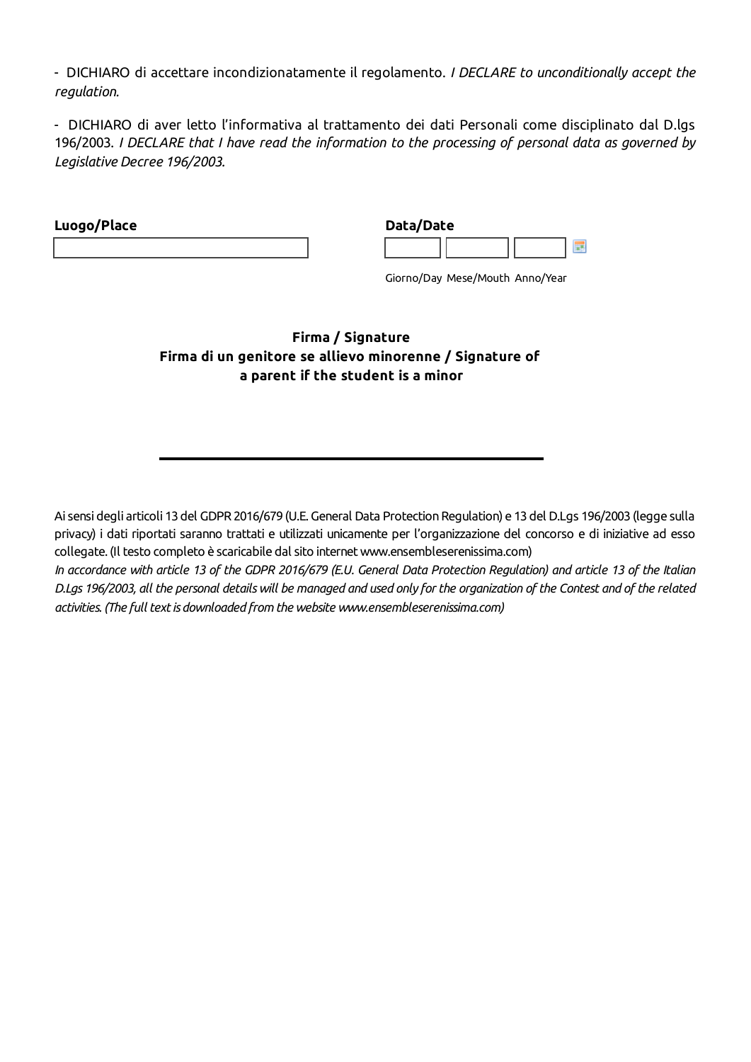- DICHIARO di accettare incondizionatamente il regolamento. *I DECLARE to unconditionally accept the regulation.*

- DICHIARO di aver letto l'informativa al trattamento dei dati Personali come disciplinato dal D.lgs 196/2003. *I DECLARE that I have read the information to the processing of personal data as governed by Legislative Decree 196/2003.*

**Luogo/Place**

**Data/Date**

Giorno/Day Mese/Mouth Anno/Year

**Firma / Signature**
**Firma di un genitore se allievo minorenne / Signature of a parent if the student is a minor**

Ai sensi degli articoli 13 del GDPR 2016/679 (U.E. General Data Protection Regulation) e 13 del D.Lgs 196/2003 (legge sulla privacy) i dati riportati saranno trattati e utilizzati unicamente per l'organizzazione del concorso e di iniziative ad esso collegate. (Il testo completo è scaricabile dal sito internet www.ensembleserenissima.com)
*In accordance with article 13 of the GDPR 2016/679 (E.U. General Data Protection Regulation) and article 13 of the Italian D.Lgs 196/2003, all the personal details will be managed and used only for the organization of the Contest and of the related activities. (The full text is downloaded from the website www.ensembleserenissima.com)*